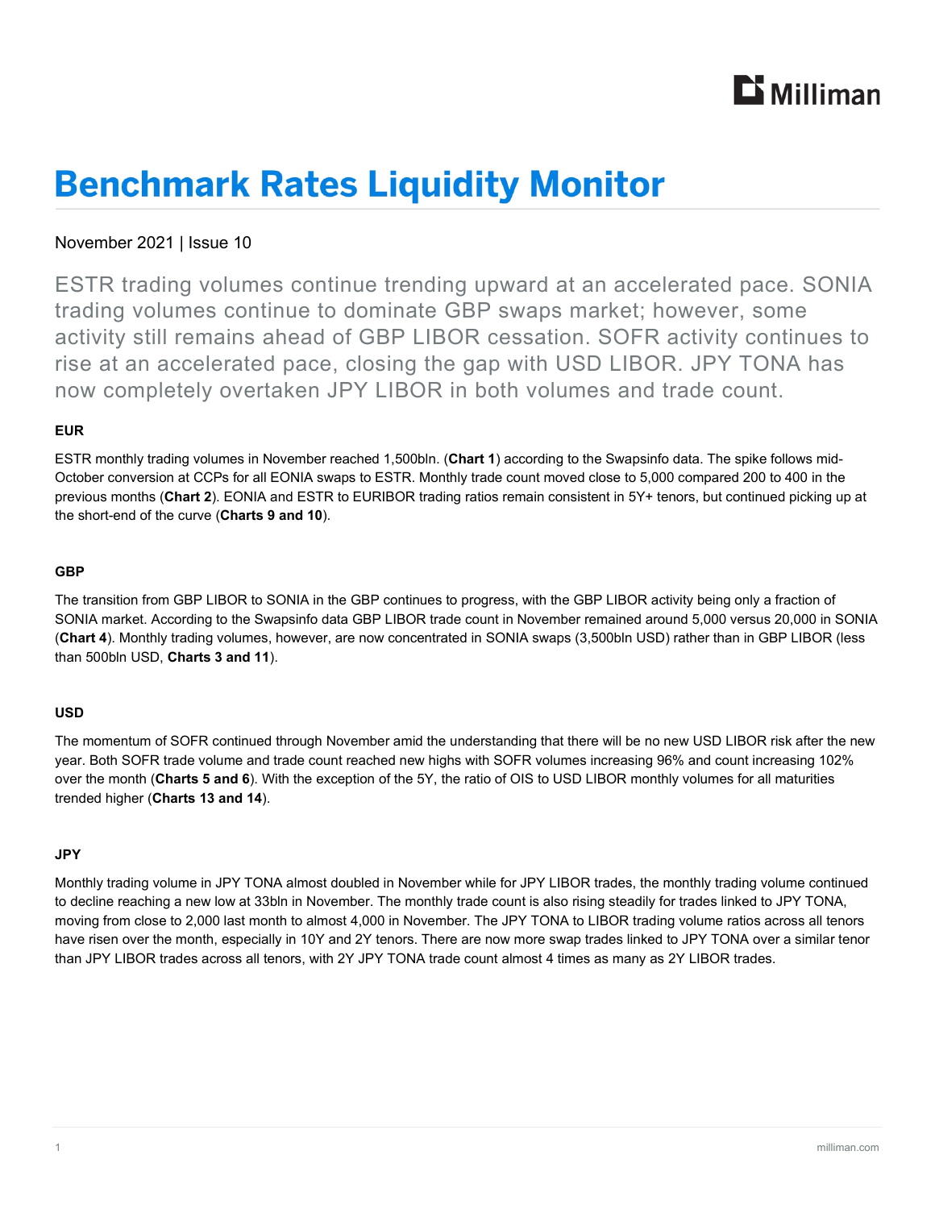# Benchmark Rates Liquidity Monitor

November 2021 | Issue 10

ESTR trading volumes continue trending upward at an accelerated pace. SONIA trading volumes continue to dominate GBP swaps market; however, some activity still remains ahead of GBP LIBOR cessation. SOFR activity continues to rise at an accelerated pace, closing the gap with USD LIBOR. JPY TONA has now completely overtaken JPY LIBOR in both volumes and trade count.

#### EUR

ESTR monthly trading volumes in November reached 1,500bln. (**Chart 1**) according to the Swapsinfo data. The spike follows mid-October conversion at CCPs for all EONIA swaps to ESTR. Monthly trade count moved close to 5,000 compared 200 to 400 in the previous months (**Chart 2**). EONIA and ESTR to EURIBOR trading ratios remain consistent in 5Y+ tenors, but continued picking up at the short-end of the curve (**Charts 9 and 10**).

#### GBP

The transition from GBP LIBOR to SONIA in the GBP continues to progress, with the GBP LIBOR activity being only a fraction of SONIA market. According to the Swapsinfo data GBP LIBOR trade count in November remained around 5,000 versus 20,000 in SONIA (**Chart 4**). Monthly trading volumes, however, are now concentrated in SONIA swaps (3,500bln USD) rather than in GBP LIBOR (less than 500bln USD, **Charts 3 and 11**).

#### USD

The momentum of SOFR continued through November amid the understanding that there will be no new USD LIBOR risk after the new year. Both SOFR trade volume and trade count reached new highs with SOFR volumes increasing 96% and count increasing 102% over the month (**Charts 5 and 6**). With the exception of the 5Y, the ratio of OIS to USD LIBOR monthly volumes for all maturities trended higher (**Charts 13 and 14**).

#### JPY

Monthly trading volume in JPY TONA almost doubled in November while for JPY LIBOR trades, the monthly trading volume continued to decline reaching a new low at 33bln in November. The monthly trade count is also rising steadily for trades linked to JPY TONA, moving from close to 2,000 last month to almost 4,000 in November. The JPY TONA to LIBOR trading volume ratios across all tenors have risen over the month, especially in 10Y and 2Y tenors. There are now more swap trades linked to JPY TONA over a similar tenor than JPY LIBOR trades across all tenors, with 2Y JPY TONA trade count almost 4 times as many as 2Y LIBOR trades.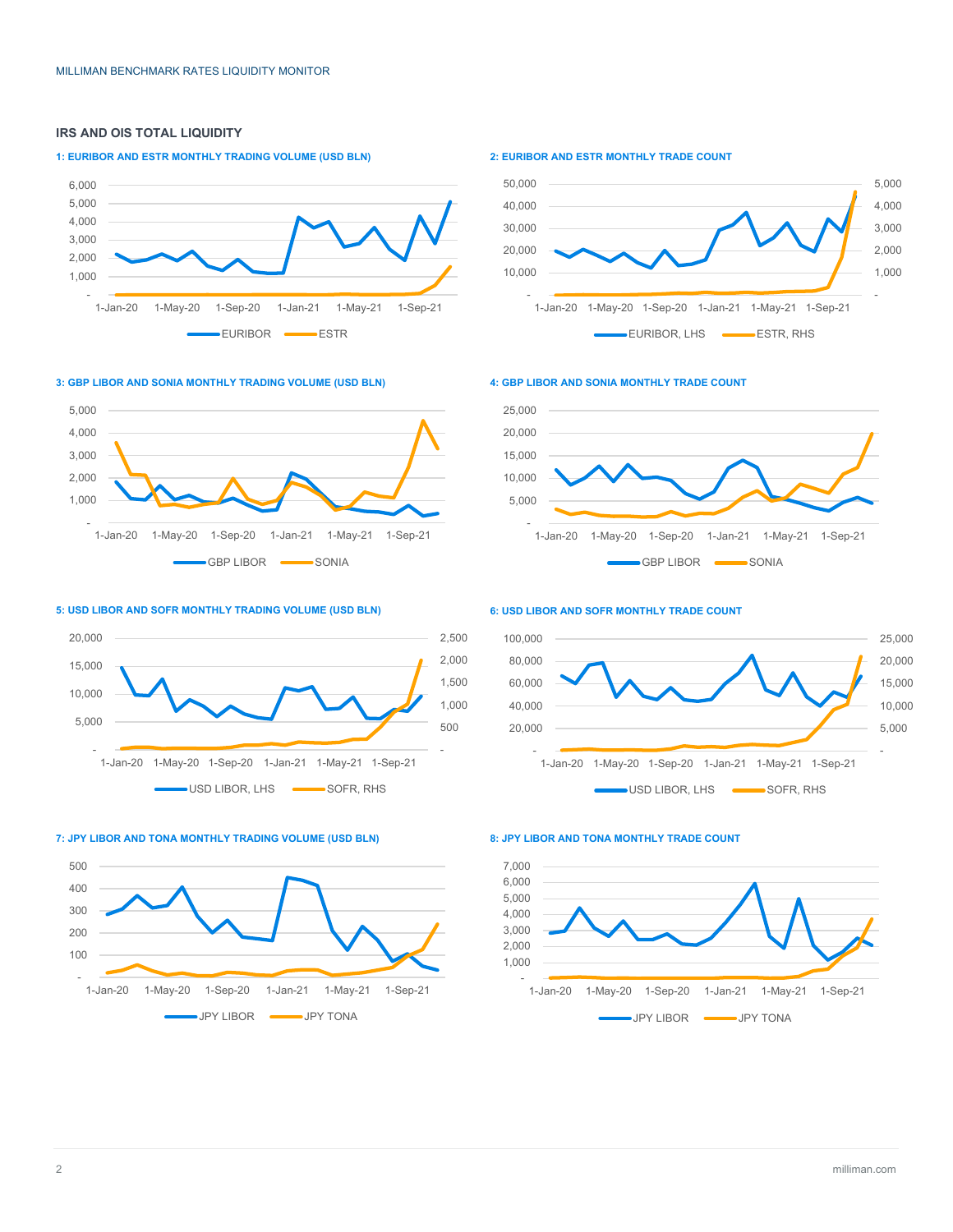## IRS AND OIS TOTAL LIQUIDITY

### 1: EURIBOR AND ESTR MONTHLY TRADING VOLUME (USD BLN)

6,000
5,000
4,000
3,000
2,000
1,000
-

1-Jan-20 1-May-20 1-Sep-20 1-Jan-21 1-May-21 1-Sep-21

EURIBOR ESTR

### 2: EURIBOR AND ESTR MONTHLY TRADE COUNT

50,000 5,000
40,000 4,000
30,000 3,000
20,000 2,000
10,000 1,000
- -

1-Jan-20 1-May-20 1-Sep-20 1-Jan-21 1-May-21 1-Sep-21

EURIBOR, LHS ESTR, RHS

### 3: GBP LIBOR AND SONIA MONTHLY TRADING VOLUME (USD BLN)

5,000
4,000
3,000
2,000
1,000
-

1-Jan-20 1-May-20 1-Sep-20 1-Jan-21 1-May-21 1-Sep-21

GBP LIBOR SONIA

### 4: GBP LIBOR AND SONIA MONTHLY TRADE COUNT

25,000
20,000
15,000
10,000
5,000
-

1-Jan-20 1-May-20 1-Sep-20 1-Jan-21 1-May-21 1-Sep-21

GBP LIBOR SONIA

### 5: USD LIBOR AND SOFR MONTHLY TRADING VOLUME (USD BLN)

20,000 2,500
15,000 2,000
10,000 1,500
5,000 1,000
- 500
-

1-Jan-20 1-May-20 1-Sep-20 1-Jan-21 1-May-21 1-Sep-21

USD LIBOR, LHS SOFR, RHS

### 6: USD LIBOR AND SOFR MONTHLY TRADE COUNT

100,000 25,000
80,000 20,000
60,000 15,000
40,000 10,000
20,000 5,000
- -

1-Jan-20 1-May-20 1-Sep-20 1-Jan-21 1-May-21 1-Sep-21

USD LIBOR, LHS SOFR, RHS

### 7: JPY LIBOR AND TONA MONTHLY TRADING VOLUME (USD BLN)

500
400
300
200
100
-

1-Jan-20 1-May-20 1-Sep-20 1-Jan-21 1-May-21 1-Sep-21

JPY LIBOR JPY TONA

### 8: JPY LIBOR AND TONA MONTHLY TRADE COUNT

7,000
6,000
5,000
4,000
3,000
2,000
1,000
-

1-Jan-20 1-May-20 1-Sep-20 1-Jan-21 1-May-21 1-Sep-21

JPY LIBOR JPY TONA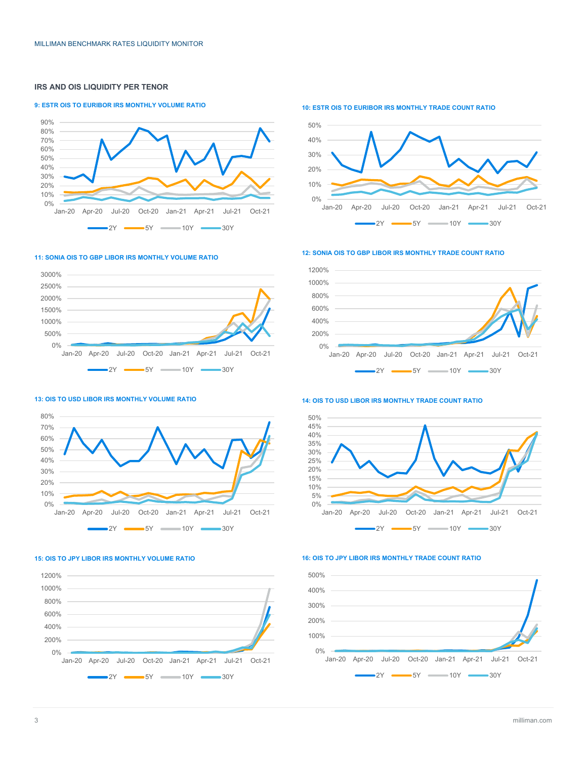## IRS AND OIS LIQUIDITY PER TENOR

**9: ESTR OIS TO EURIBOR IRS MONTHLY VOLUME RATIO**

**10: ESTR OIS TO EURIBOR IRS MONTHLY TRADE COUNT RATIO**

**11: SONIA OIS TO GBP LIBOR IRS MONTHLY VOLUME RATIO**

**12: SONIA OIS TO GBP LIBOR IRS MONTHLY TRADE COUNT RATIO**

**13: OIS TO USD LIBOR IRS MONTHLY VOLUME RATIO**

**14: OIS TO USD LIBOR IRS MONTHLY TRADE COUNT RATIO**

**15: OIS TO JPY LIBOR IRS MONTHLY VOLUME RATIO**

**16: OIS TO JPY LIBOR IRS MONTHLY TRADE COUNT RATIO**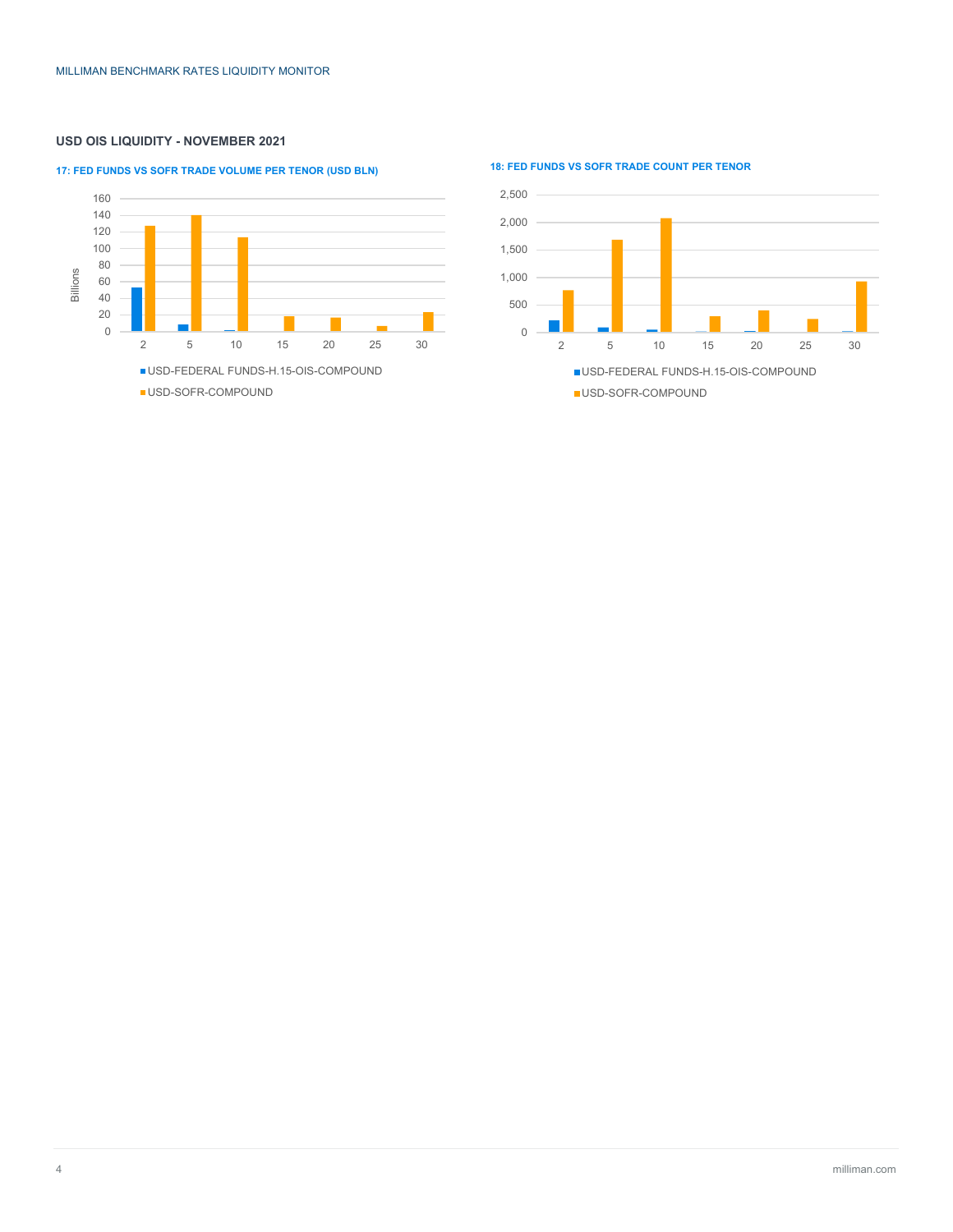## USD OIS LIQUIDITY - NOVEMBER 2021

**17: FED FUNDS VS SOFR TRADE VOLUME PER TENOR (USD BLN)**

Billions

160
140
120
100
80
60
40
20
0

2 5 10 15 20 25 30

- USD-FEDERAL FUNDS-H.15-OIS-COMPOUND
- USD-SOFR-COMPOUND

**18: FED FUNDS VS SOFR TRADE COUNT PER TENOR**

2,500
2,000
1,500
1,000
500
0

2 5 10 15 20 25 30

- USD-FEDERAL FUNDS-H.15-OIS-COMPOUND
- USD-SOFR-COMPOUND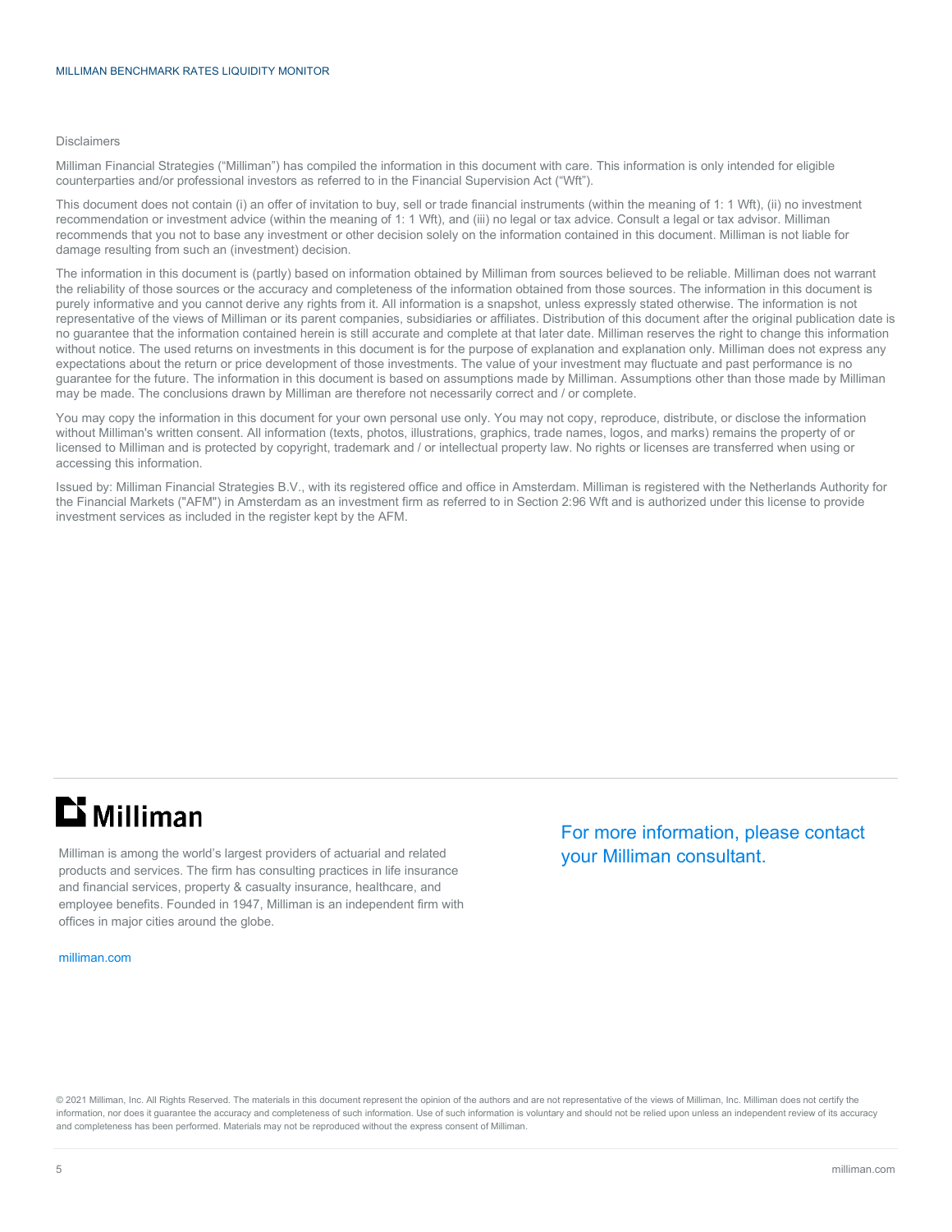Disclaimers

Milliman Financial Strategies (“Milliman”) has compiled the information in this document with care. This information is only intended for eligible counterparties and/or professional investors as referred to in the Financial Supervision Act (“Wft”).

This document does not contain (i) an offer of invitation to buy, sell or trade financial instruments (within the meaning of 1: 1 Wft), (ii) no investment recommendation or investment advice (within the meaning of 1: 1 Wft), and (iii) no legal or tax advice. Consult a legal or tax advisor. Milliman recommends that you not to base any investment or other decision solely on the information contained in this document. Milliman is not liable for damage resulting from such an (investment) decision.

The information in this document is (partly) based on information obtained by Milliman from sources believed to be reliable. Milliman does not warrant the reliability of those sources or the accuracy and completeness of the information obtained from those sources. The information in this document is purely informative and you cannot derive any rights from it. All information is a snapshot, unless expressly stated otherwise. The information is not representative of the views of Milliman or its parent companies, subsidiaries or affiliates. Distribution of this document after the original publication date is no guarantee that the information contained herein is still accurate and complete at that later date. Milliman reserves the right to change this information without notice. The used returns on investments in this document is for the purpose of explanation and explanation only. Milliman does not express any expectations about the return or price development of those investments. The value of your investment may fluctuate and past performance is no guarantee for the future. The information in this document is based on assumptions made by Milliman. Assumptions other than those made by Milliman may be made. The conclusions drawn by Milliman are therefore not necessarily correct and / or complete.

You may copy the information in this document for your own personal use only. You may not copy, reproduce, distribute, or disclose the information without Milliman's written consent. All information (texts, photos, illustrations, graphics, trade names, logos, and marks) remains the property of or licensed to Milliman and is protected by copyright, trademark and / or intellectual property law. No rights or licenses are transferred when using or accessing this information.

Issued by: Milliman Financial Strategies B.V., with its registered office and office in Amsterdam. Milliman is registered with the Netherlands Authority for the Financial Markets ("AFM") in Amsterdam as an investment firm as referred to in Section 2:96 Wft and is authorized under this license to provide investment services as included in the register kept by the AFM.

Milliman

Milliman is among the world’s largest providers of actuarial and related products and services. The firm has consulting practices in life insurance and financial services, property & casualty insurance, healthcare, and employee benefits. Founded in 1947, Milliman is an independent firm with offices in major cities around the globe.

milliman.com

For more information, please contact your Milliman consultant.

© 2021 Milliman, Inc. All Rights Reserved. The materials in this document represent the opinion of the authors and are not representative of the views of Milliman, Inc. Milliman does not certify the information, nor does it guarantee the accuracy and completeness of such information. Use of such information is voluntary and should not be relied upon unless an independent review of its accuracy and completeness has been performed. Materials may not be reproduced without the express consent of Milliman.